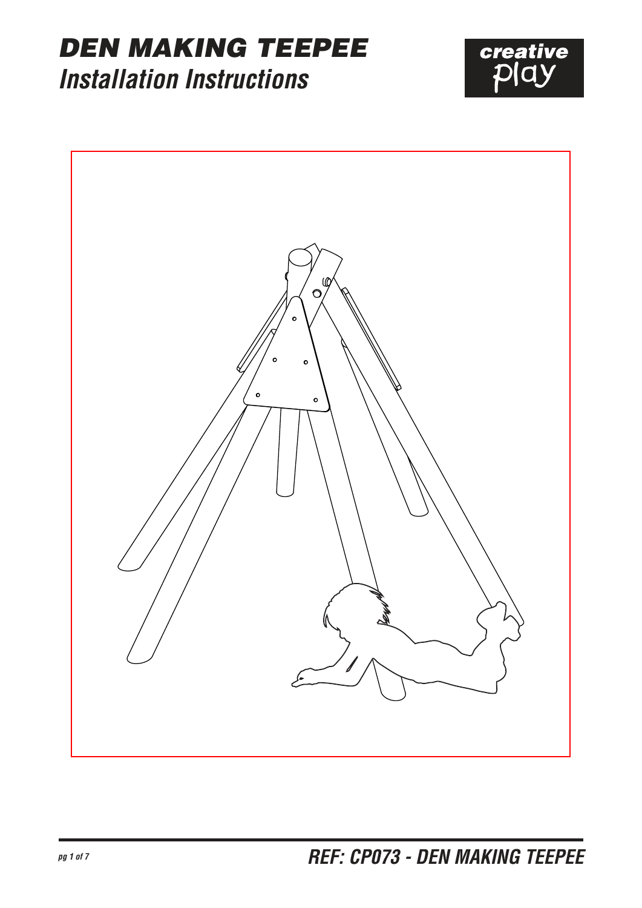# DEN MAKING TEEPEE

## Installation Instructions

creative play

REF: CP073 - DEN MAKING TEEPEE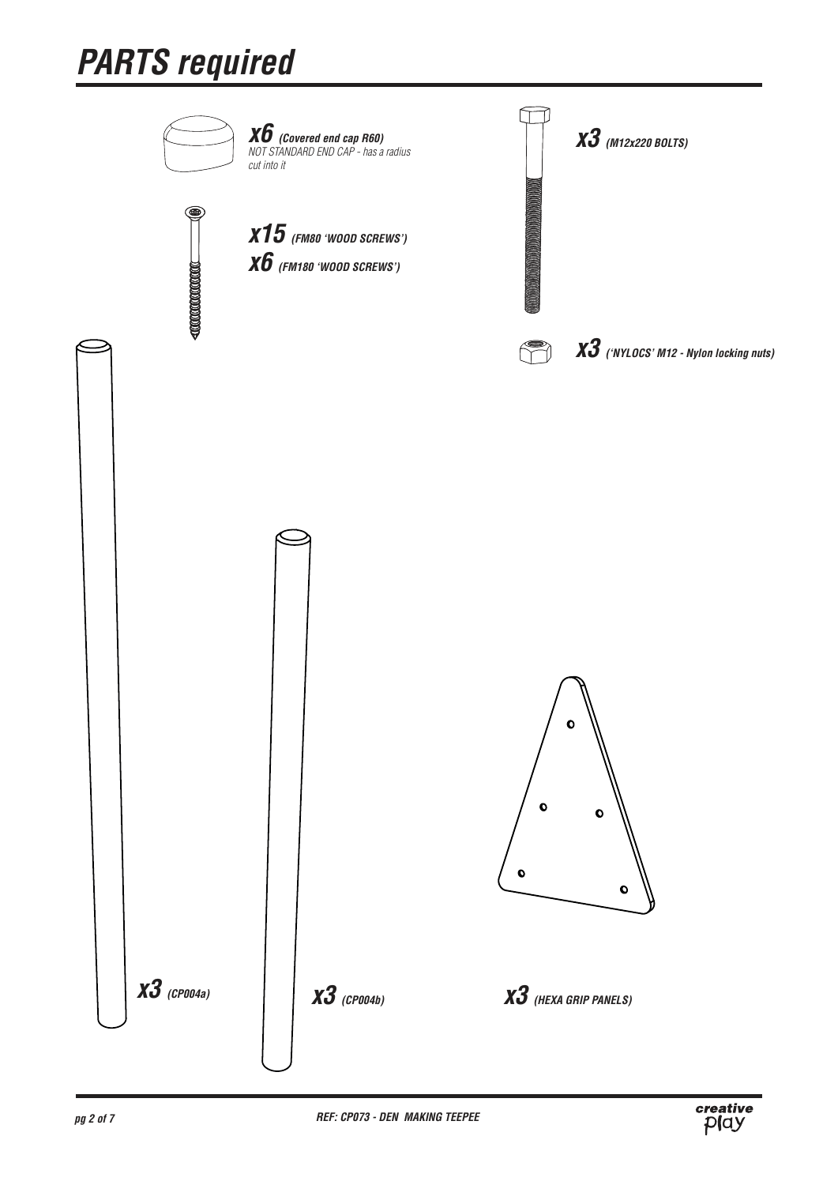# PARTS required

***x6*** ***(Covered end cap R60)***
*NOT STANDARD END CAP - has a radius cut into it*

***x3*** ***(M12x220 BOLTS)***

***x15*** ***(FM80 'WOOD SCREWS')***
***x6*** ***(FM180 'WOOD SCREWS')***

***x3*** ***('NYLOCS' M12 - Nylon locking nuts)***

***x3*** ***(CP004a)***

***x3*** ***(CP004b)***

***x3*** ***(HEXA GRIP PANELS)***

***REF: CP073 - DEN MAKING TEEPEE***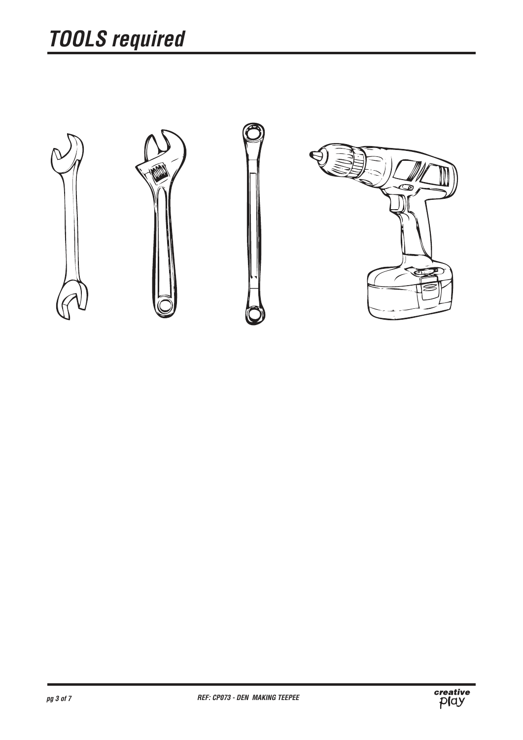# TOOLS required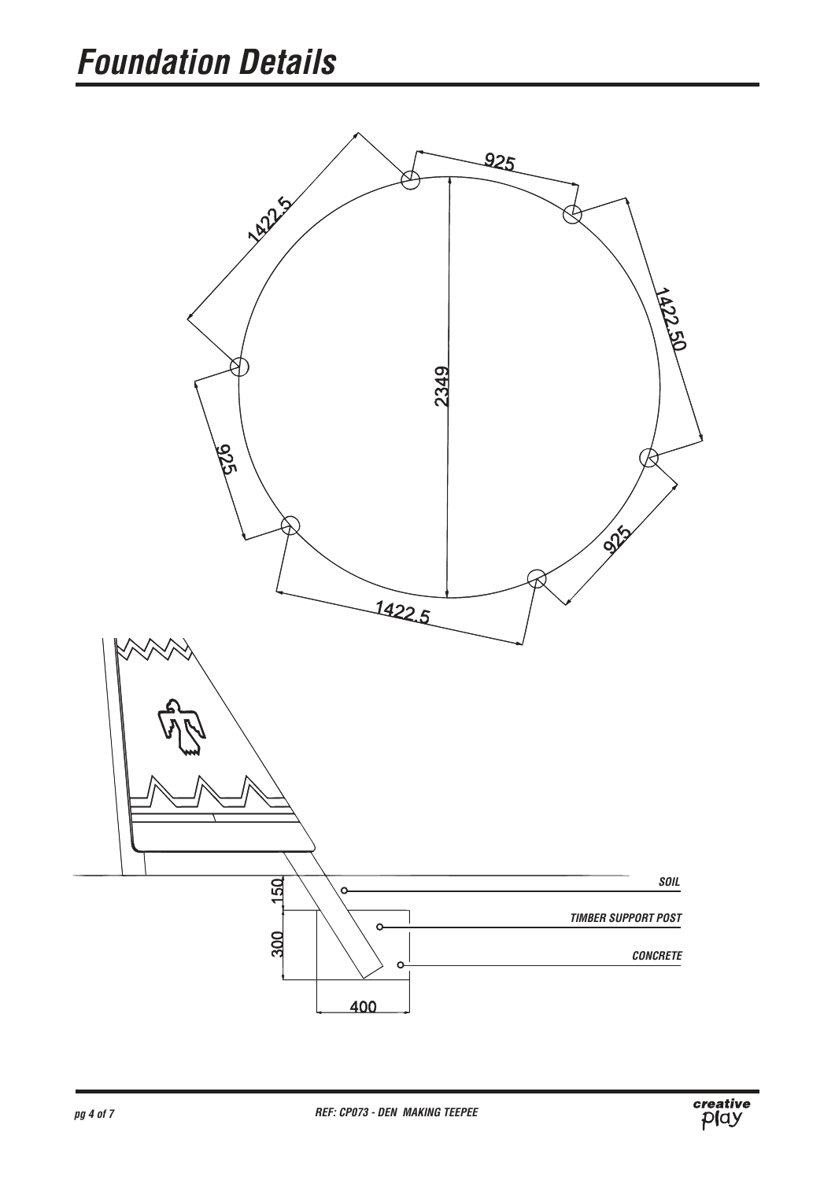# Foundation Details

925

1422.5

1422.50

2349

925

925

1422.5

150

300

400

SOIL

TIMBER SUPPORT POST

CONCRETE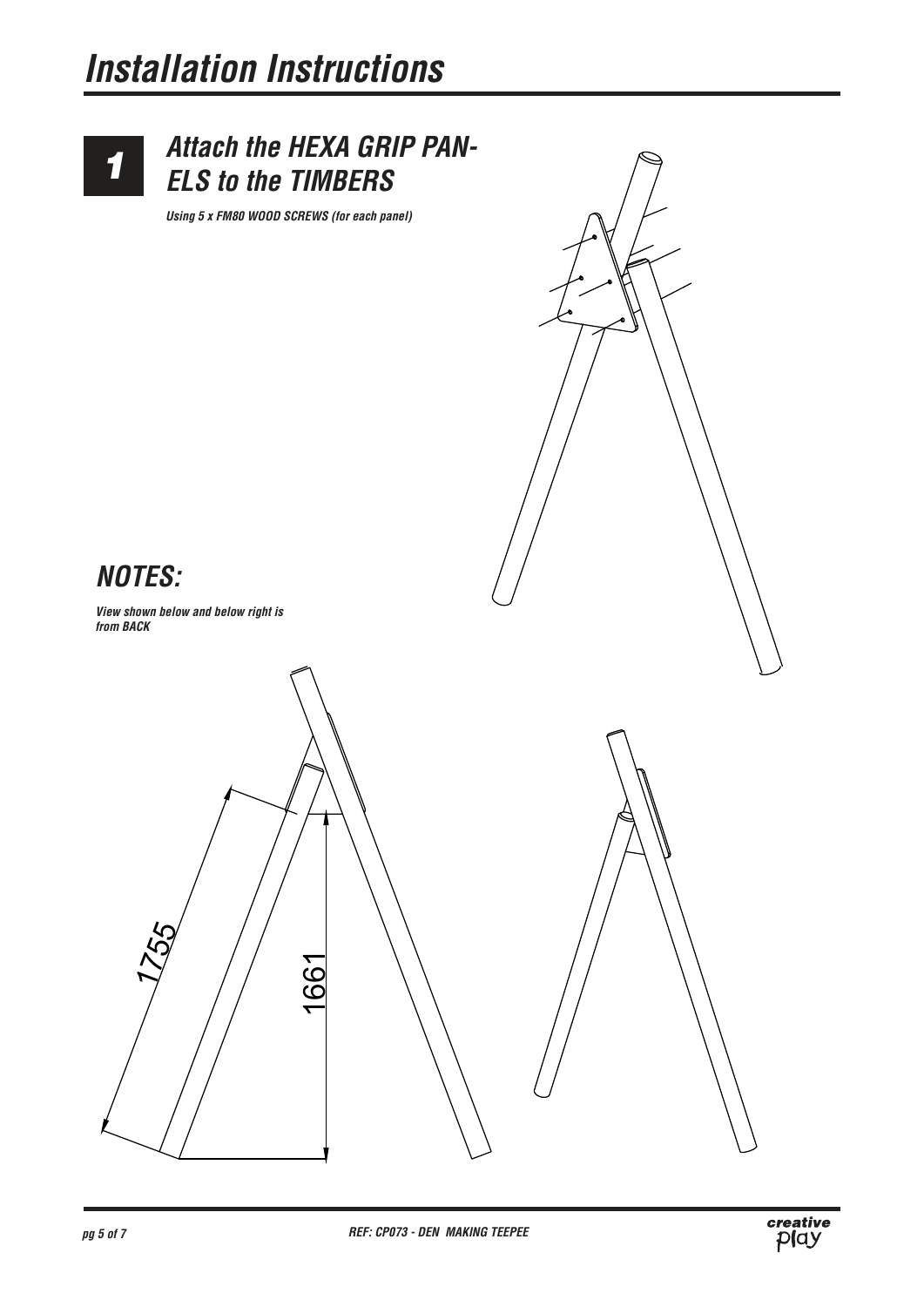# Installation Instructions

## 1 *Attach the HEXA GRIP PANELS to the TIMBERS*

***Using 5 x FM80 WOOD SCREWS (for each panel)***

## *NOTES:*

***View shown below and below right is from BACK***

1755

1661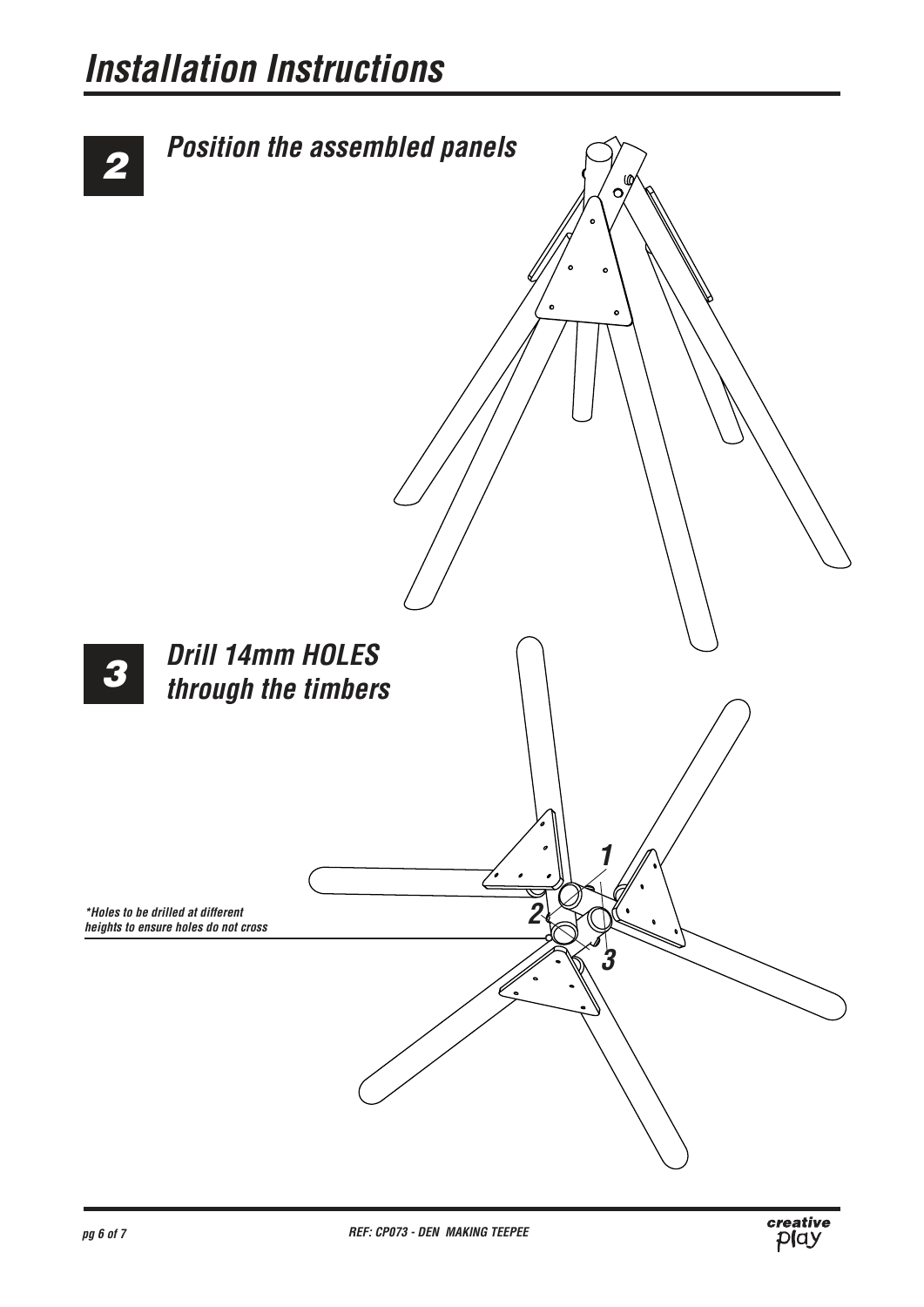# Installation Instructions

## 2 Position the assembled panels

## 3 Drill 14mm HOLES through the timbers

*\*Holes to be drilled at different heights to ensure holes do not cross*

1

2

3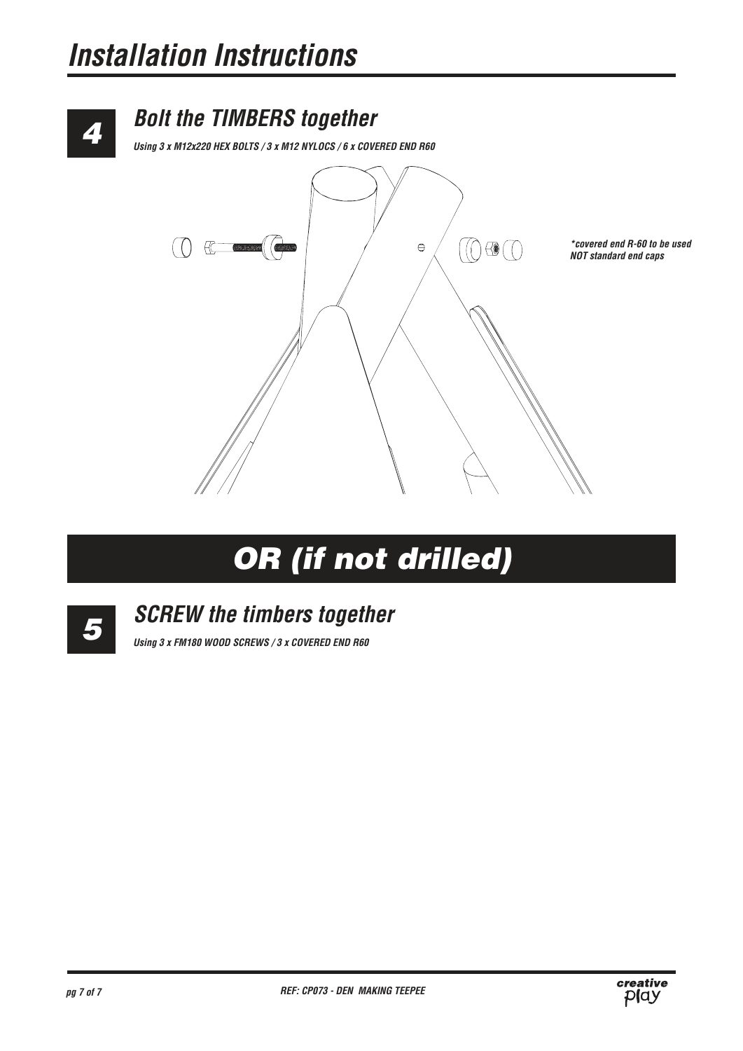# Installation Instructions

## 4 Bolt the TIMBERS together

***Using 3 x M12x220 HEX BOLTS / 3 x M12 NYLOCS / 6 x COVERED END R60***

***covered end R-60 to be used NOT standard end caps***

# OR (if not drilled)

## 5 SCREW the timbers together

***Using 3 x FM180 WOOD SCREWS / 3 x COVERED END R60***